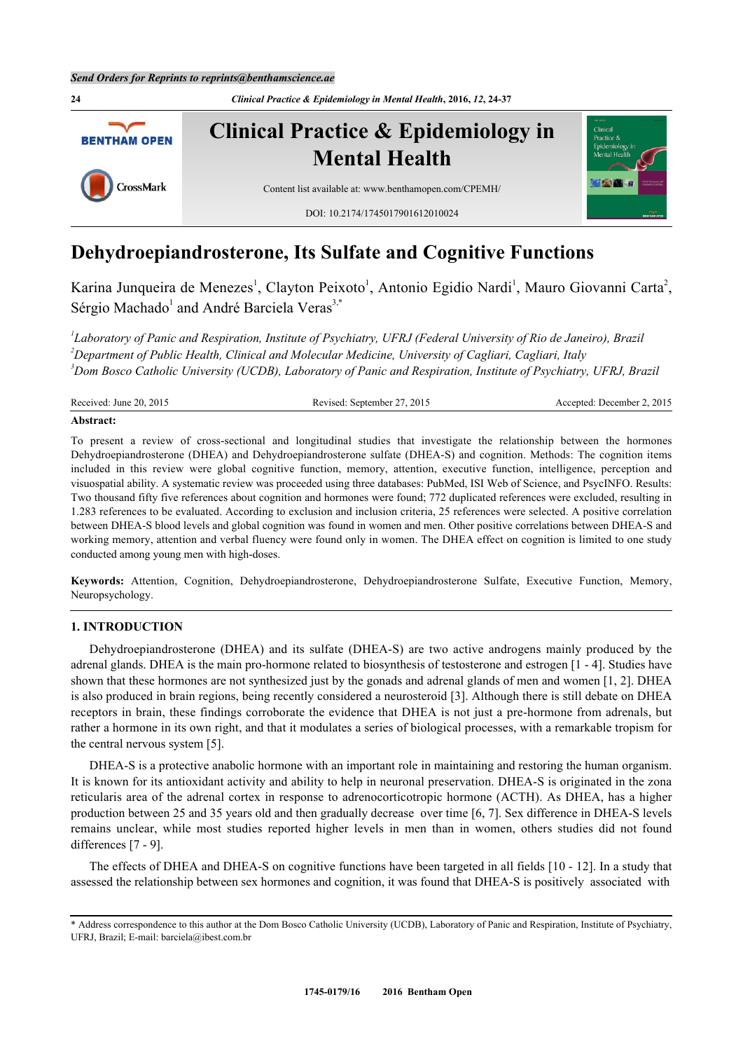# Dehydroepiandrosterone, Its Sulfate and Cognitive Functions

Karina Junqueira de Menezes[1], Clayton Peixoto[1], Antonio Egidio Nardi[1], Mauro Giovanni Carta[2], Sérgio Machado[1] and André Barciela Veras[3,*]

[1]*Laboratory of Panic and Respiration, Institute of Psychiatry, UFRJ (Federal University of Rio de Janeiro), Brazil*
[2]*Department of Public Health, Clinical and Molecular Medicine, University of Cagliari, Cagliari, Italy*
[3]*Dom Bosco Catholic University (UCDB), Laboratory of Panic and Respiration, Institute of Psychiatry, UFRJ, Brazil*

Received: June 20, 2015 Revised: September 27, 2015 Accepted: December 2, 2015

**Abstract:**

To present a review of cross-sectional and longitudinal studies that investigate the relationship between the hormones Dehydroepiandrosterone (DHEA) and Dehydroepiandrosterone sulfate (DHEA-S) and cognition. Methods: The cognition items included in this review were global cognitive function, memory, attention, executive function, intelligence, perception and visuospatial ability. A systematic review was proceeded using three databases: PubMed, ISI Web of Science, and PsycINFO. Results: Two thousand fifty five references about cognition and hormones were found; 772 duplicated references were excluded, resulting in 1.283 references to be evaluated. According to exclusion and inclusion criteria, 25 references were selected. A positive correlation between DHEA-S blood levels and global cognition was found in women and men. Other positive correlations between DHEA-S and working memory, attention and verbal fluency were found only in women. The DHEA effect on cognition is limited to one study conducted among young men with high-doses.

**Keywords:** Attention, Cognition, Dehydroepiandrosterone, Dehydroepiandrosterone Sulfate, Executive Function, Memory, Neuropsychology.

## 1. INTRODUCTION

Dehydroepiandrosterone (DHEA) and its sulfate (DHEA-S) are two active androgens mainly produced by the adrenal glands. DHEA is the main pro-hormone related to biosynthesis of testosterone and estrogen [1 - 4]. Studies have shown that these hormones are not synthesized just by the gonads and adrenal glands of men and women [1, 2]. DHEA is also produced in brain regions, being recently considered a neurosteroid [3]. Although there is still debate on DHEA receptors in brain, these findings corroborate the evidence that DHEA is not just a pre-hormone from adrenals, but rather a hormone in its own right, and that it modulates a series of biological processes, with a remarkable tropism for the central nervous system [5].

DHEA-S is a protective anabolic hormone with an important role in maintaining and restoring the human organism. It is known for its antioxidant activity and ability to help in neuronal preservation. DHEA-S is originated in the zona reticularis area of the adrenal cortex in response to adrenocorticotropic hormone (ACTH). As DHEA, has a higher production between 25 and 35 years old and then gradually decrease over time [6, 7]. Sex difference in DHEA-S levels remains unclear, while most studies reported higher levels in men than in women, others studies did not found differences [7 - 9].

The effects of DHEA and DHEA-S on cognitive functions have been targeted in all fields [10 - 12]. In a study that assessed the relationship between sex hormones and cognition, it was found that DHEA-S is positively associated with

\* Address correspondence to this author at the Dom Bosco Catholic University (UCDB), Laboratory of Panic and Respiration, Institute of Psychiatry, UFRJ, Brazil; E-mail: barciela@ibest.com.br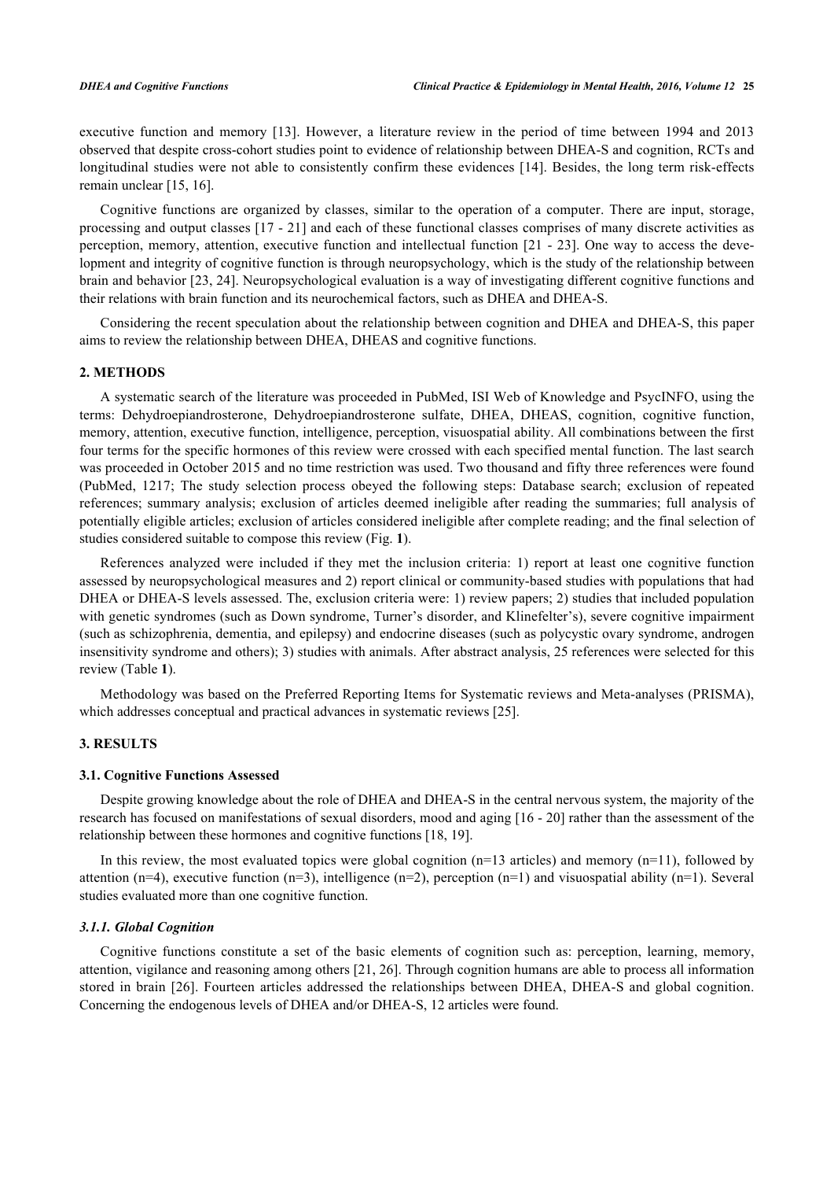executive function and memory [13]. However, a literature review in the period of time between 1994 and 2013 observed that despite cross-cohort studies point to evidence of relationship between DHEA-S and cognition, RCTs and longitudinal studies were not able to consistently confirm these evidences [14]. Besides, the long term risk-effects remain unclear [15, 16].

Cognitive functions are organized by classes, similar to the operation of a computer. There are input, storage, processing and output classes [17 - 21] and each of these functional classes comprises of many discrete activities as perception, memory, attention, executive function and intellectual function [21 - 23]. One way to access the development and integrity of cognitive function is through neuropsychology, which is the study of the relationship between brain and behavior [23, 24]. Neuropsychological evaluation is a way of investigating different cognitive functions and their relations with brain function and its neurochemical factors, such as DHEA and DHEA-S.

Considering the recent speculation about the relationship between cognition and DHEA and DHEA-S, this paper aims to review the relationship between DHEA, DHEAS and cognitive functions.

## 2. METHODS

A systematic search of the literature was proceeded in PubMed, ISI Web of Knowledge and PsycINFO, using the terms: Dehydroepiandrosterone, Dehydroepiandrosterone sulfate, DHEA, DHEAS, cognition, cognitive function, memory, attention, executive function, intelligence, perception, visuospatial ability. All combinations between the first four terms for the specific hormones of this review were crossed with each specified mental function. The last search was proceeded in October 2015 and no time restriction was used. Two thousand and fifty three references were found (PubMed, 1217; The study selection process obeyed the following steps: Database search; exclusion of repeated references; summary analysis; exclusion of articles deemed ineligible after reading the summaries; full analysis of potentially eligible articles; exclusion of articles considered ineligible after complete reading; and the final selection of studies considered suitable to compose this review (Fig. **1**).

References analyzed were included if they met the inclusion criteria: 1) report at least one cognitive function assessed by neuropsychological measures and 2) report clinical or community-based studies with populations that had DHEA or DHEA-S levels assessed. The, exclusion criteria were: 1) review papers; 2) studies that included population with genetic syndromes (such as Down syndrome, Turner's disorder, and Klinefelter's), severe cognitive impairment (such as schizophrenia, dementia, and epilepsy) and endocrine diseases (such as polycystic ovary syndrome, androgen insensitivity syndrome and others); 3) studies with animals. After abstract analysis, 25 references were selected for this review (Table **1**).

Methodology was based on the Preferred Reporting Items for Systematic reviews and Meta-analyses (PRISMA), which addresses conceptual and practical advances in systematic reviews [25].

## 3. RESULTS

### 3.1. Cognitive Functions Assessed

Despite growing knowledge about the role of DHEA and DHEA-S in the central nervous system, the majority of the research has focused on manifestations of sexual disorders, mood and aging [16 - 20] rather than the assessment of the relationship between these hormones and cognitive functions [18, 19].

In this review, the most evaluated topics were global cognition (n=13 articles) and memory (n=11), followed by attention (n=4), executive function (n=3), intelligence (n=2), perception (n=1) and visuospatial ability (n=1). Several studies evaluated more than one cognitive function.

#### *3.1.1. Global Cognition*

Cognitive functions constitute a set of the basic elements of cognition such as: perception, learning, memory, attention, vigilance and reasoning among others [21, 26]. Through cognition humans are able to process all information stored in brain [26]. Fourteen articles addressed the relationships between DHEA, DHEA-S and global cognition. Concerning the endogenous levels of DHEA and/or DHEA-S, 12 articles were found.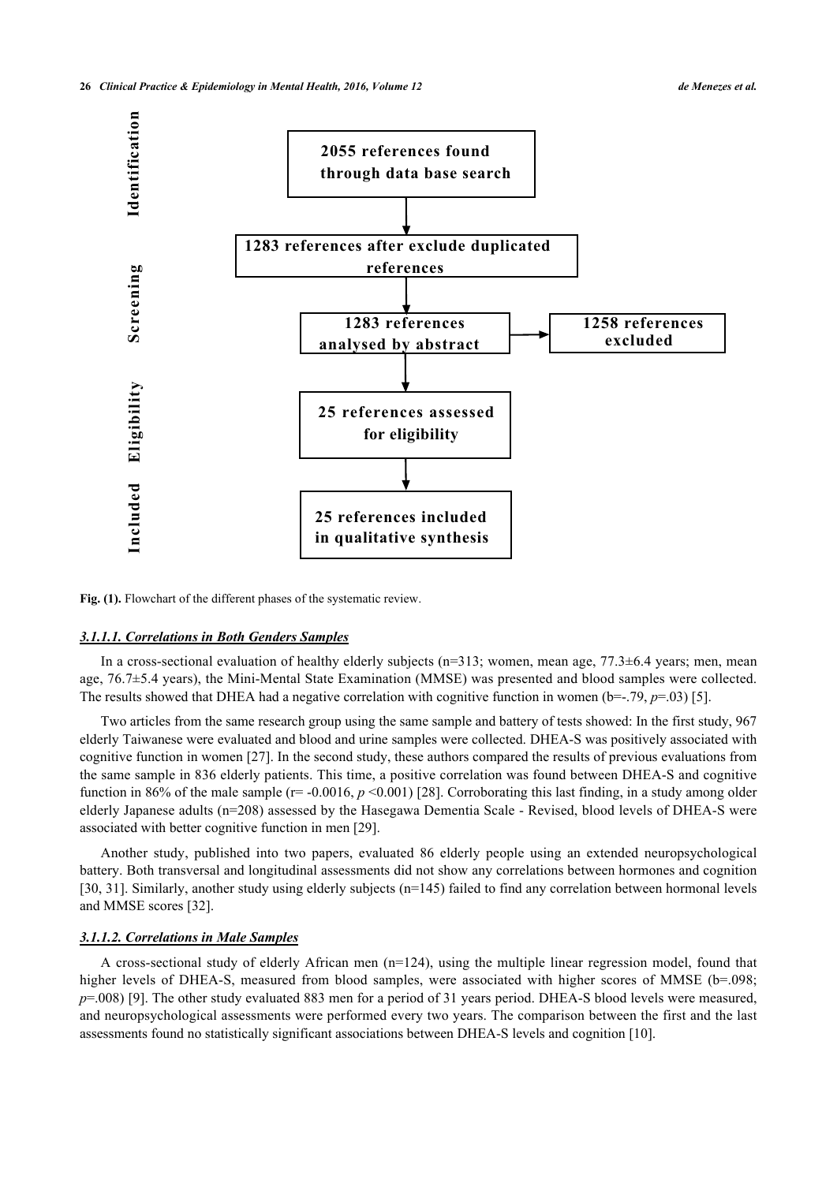Identification

2055 references found through data base search

↓

1283 references after exclude duplicated references

Screening

↓

1283 references analysed by abstract → 1258 references excluded

Eligibility

↓

25 references assessed for eligibility

Included

↓

25 references included in qualitative synthesis

**Fig. (1).** Flowchart of the different phases of the systematic review.

#### *3.1.1.1. Correlations in Both Genders Samples*

In a cross-sectional evaluation of healthy elderly subjects (n=313; women, mean age, 77.3±6.4 years; men, mean age, 76.7±5.4 years), the Mini-Mental State Examination (MMSE) was presented and blood samples were collected. The results showed that DHEA had a negative correlation with cognitive function in women (b=-.79, *p*=.03) [5].

Two articles from the same research group using the same sample and battery of tests showed: In the first study, 967 elderly Taiwanese were evaluated and blood and urine samples were collected. DHEA-S was positively associated with cognitive function in women [27]. In the second study, these authors compared the results of previous evaluations from the same sample in 836 elderly patients. This time, a positive correlation was found between DHEA-S and cognitive function in 86% of the male sample (r= -0.0016, *p* <0.001) [28]. Corroborating this last finding, in a study among older elderly Japanese adults (n=208) assessed by the Hasegawa Dementia Scale - Revised, blood levels of DHEA-S were associated with better cognitive function in men [29].

Another study, published into two papers, evaluated 86 elderly people using an extended neuropsychological battery. Both transversal and longitudinal assessments did not show any correlations between hormones and cognition [30, 31]. Similarly, another study using elderly subjects (n=145) failed to find any correlation between hormonal levels and MMSE scores [32].

#### *3.1.1.2. Correlations in Male Samples*

A cross-sectional study of elderly African men (n=124), using the multiple linear regression model, found that higher levels of DHEA-S, measured from blood samples, were associated with higher scores of MMSE (b=.098; *p*=.008) [9]. The other study evaluated 883 men for a period of 31 years period. DHEA-S blood levels were measured, and neuropsychological assessments were performed every two years. The comparison between the first and the last assessments found no statistically significant associations between DHEA-S levels and cognition [10].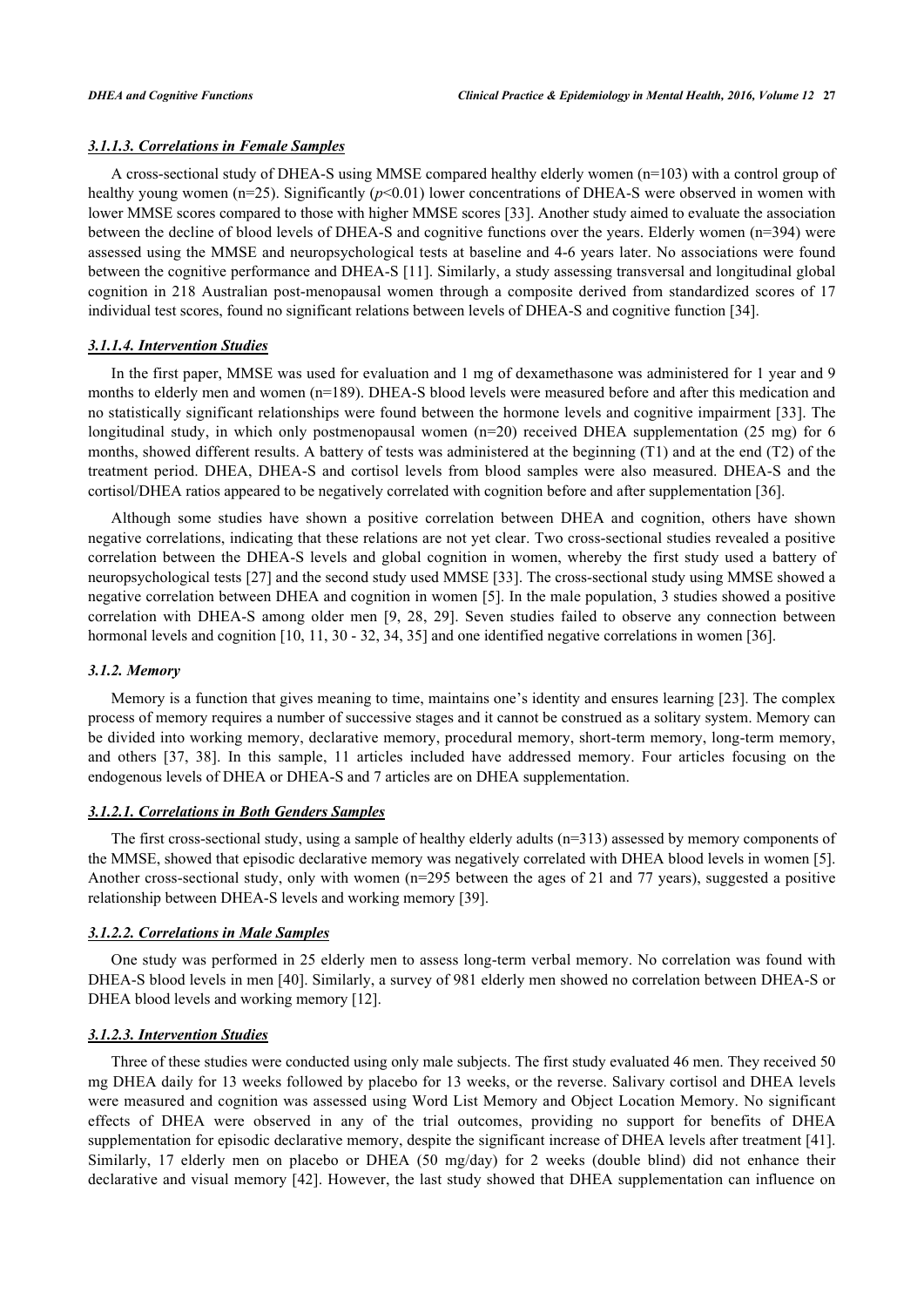#### 3.1.1.3. Correlations in Female Samples

A cross-sectional study of DHEA-S using MMSE compared healthy elderly women (n=103) with a control group of healthy young women (n=25). Significantly ($p$<0.01) lower concentrations of DHEA-S were observed in women with lower MMSE scores compared to those with higher MMSE scores [33]. Another study aimed to evaluate the association between the decline of blood levels of DHEA-S and cognitive functions over the years. Elderly women (n=394) were assessed using the MMSE and neuropsychological tests at baseline and 4-6 years later. No associations were found between the cognitive performance and DHEA-S [11]. Similarly, a study assessing transversal and longitudinal global cognition in 218 Australian post-menopausal women through a composite derived from standardized scores of 17 individual test scores, found no significant relations between levels of DHEA-S and cognitive function [34].

#### 3.1.1.4. Intervention Studies

In the first paper, MMSE was used for evaluation and 1 mg of dexamethasone was administered for 1 year and 9 months to elderly men and women (n=189). DHEA-S blood levels were measured before and after this medication and no statistically significant relationships were found between the hormone levels and cognitive impairment [33]. The longitudinal study, in which only postmenopausal women (n=20) received DHEA supplementation (25 mg) for 6 months, showed different results. A battery of tests was administered at the beginning (T1) and at the end (T2) of the treatment period. DHEA, DHEA-S and cortisol levels from blood samples were also measured. DHEA-S and the cortisol/DHEA ratios appeared to be negatively correlated with cognition before and after supplementation [36].

Although some studies have shown a positive correlation between DHEA and cognition, others have shown negative correlations, indicating that these relations are not yet clear. Two cross-sectional studies revealed a positive correlation between the DHEA-S levels and global cognition in women, whereby the first study used a battery of neuropsychological tests [27] and the second study used MMSE [33]. The cross-sectional study using MMSE showed a negative correlation between DHEA and cognition in women [5]. In the male population, 3 studies showed a positive correlation with DHEA-S among older men [9, 28, 29]. Seven studies failed to observe any connection between hormonal levels and cognition [10, 11, 30 - 32, 34, 35] and one identified negative correlations in women [36].

### 3.1.2. Memory

Memory is a function that gives meaning to time, maintains one's identity and ensures learning [23]. The complex process of memory requires a number of successive stages and it cannot be construed as a solitary system. Memory can be divided into working memory, declarative memory, procedural memory, short-term memory, long-term memory, and others [37, 38]. In this sample, 11 articles included have addressed memory. Four articles focusing on the endogenous levels of DHEA or DHEA-S and 7 articles are on DHEA supplementation.

#### 3.1.2.1. Correlations in Both Genders Samples

The first cross-sectional study, using a sample of healthy elderly adults (n=313) assessed by memory components of the MMSE, showed that episodic declarative memory was negatively correlated with DHEA blood levels in women [5]. Another cross-sectional study, only with women (n=295 between the ages of 21 and 77 years), suggested a positive relationship between DHEA-S levels and working memory [39].

#### 3.1.2.2. Correlations in Male Samples

One study was performed in 25 elderly men to assess long-term verbal memory. No correlation was found with DHEA-S blood levels in men [40]. Similarly, a survey of 981 elderly men showed no correlation between DHEA-S or DHEA blood levels and working memory [12].

#### 3.1.2.3. Intervention Studies

Three of these studies were conducted using only male subjects. The first study evaluated 46 men. They received 50 mg DHEA daily for 13 weeks followed by placebo for 13 weeks, or the reverse. Salivary cortisol and DHEA levels were measured and cognition was assessed using Word List Memory and Object Location Memory. No significant effects of DHEA were observed in any of the trial outcomes, providing no support for benefits of DHEA supplementation for episodic declarative memory, despite the significant increase of DHEA levels after treatment [41]. Similarly, 17 elderly men on placebo or DHEA (50 mg/day) for 2 weeks (double blind) did not enhance their declarative and visual memory [42]. However, the last study showed that DHEA supplementation can influence on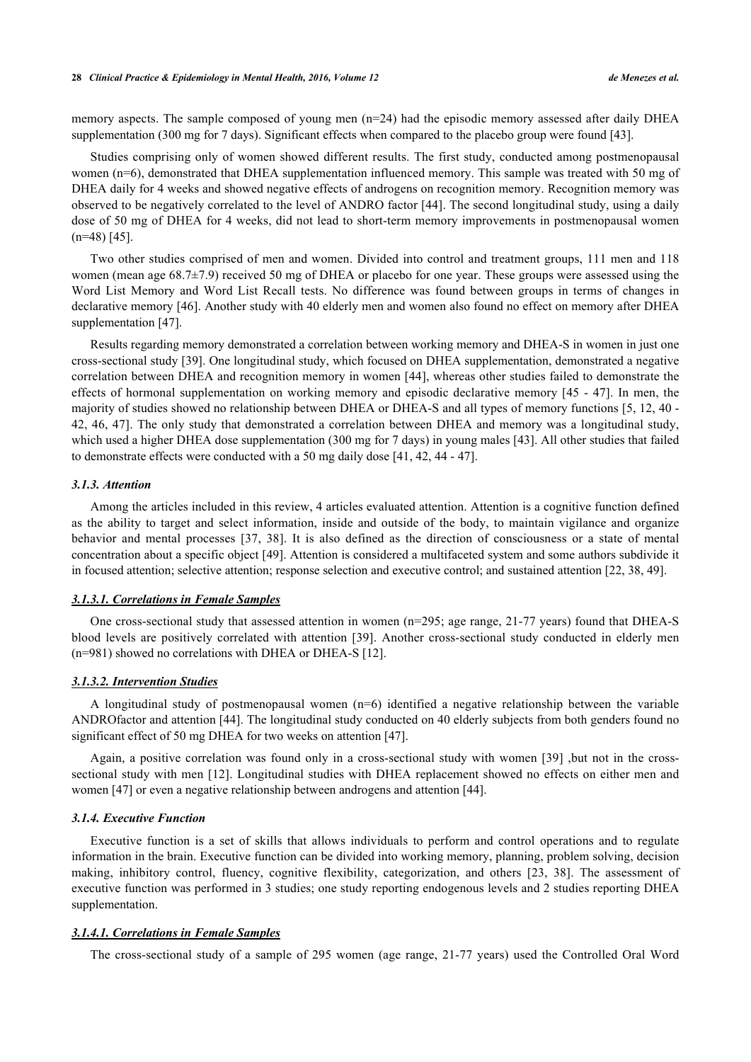memory aspects. The sample composed of young men (n=24) had the episodic memory assessed after daily DHEA supplementation (300 mg for 7 days). Significant effects when compared to the placebo group were found [43].

Studies comprising only of women showed different results. The first study, conducted among postmenopausal women (n=6), demonstrated that DHEA supplementation influenced memory. This sample was treated with 50 mg of DHEA daily for 4 weeks and showed negative effects of androgens on recognition memory. Recognition memory was observed to be negatively correlated to the level of ANDRO factor [44]. The second longitudinal study, using a daily dose of 50 mg of DHEA for 4 weeks, did not lead to short-term memory improvements in postmenopausal women (n=48) [45].

Two other studies comprised of men and women. Divided into control and treatment groups, 111 men and 118 women (mean age 68.7±7.9) received 50 mg of DHEA or placebo for one year. These groups were assessed using the Word List Memory and Word List Recall tests. No difference was found between groups in terms of changes in declarative memory [46]. Another study with 40 elderly men and women also found no effect on memory after DHEA supplementation [47].

Results regarding memory demonstrated a correlation between working memory and DHEA-S in women in just one cross-sectional study [39]. One longitudinal study, which focused on DHEA supplementation, demonstrated a negative correlation between DHEA and recognition memory in women [44], whereas other studies failed to demonstrate the effects of hormonal supplementation on working memory and episodic declarative memory [45 - 47]. In men, the majority of studies showed no relationship between DHEA or DHEA-S and all types of memory functions [5, 12, 40 - 42, 46, 47]. The only study that demonstrated a correlation between DHEA and memory was a longitudinal study, which used a higher DHEA dose supplementation (300 mg for 7 days) in young males [43]. All other studies that failed to demonstrate effects were conducted with a 50 mg daily dose [41, 42, 44 - 47].

### *3.1.3. Attention*

Among the articles included in this review, 4 articles evaluated attention. Attention is a cognitive function defined as the ability to target and select information, inside and outside of the body, to maintain vigilance and organize behavior and mental processes [37, 38]. It is also defined as the direction of consciousness or a state of mental concentration about a specific object [49]. Attention is considered a multifaceted system and some authors subdivide it in focused attention; selective attention; response selection and executive control; and sustained attention [22, 38, 49].

#### ***3.1.3.1. Correlations in Female Samples***

One cross-sectional study that assessed attention in women (n=295; age range, 21-77 years) found that DHEA-S blood levels are positively correlated with attention [39]. Another cross-sectional study conducted in elderly men (n=981) showed no correlations with DHEA or DHEA-S [12].

#### ***3.1.3.2. Intervention Studies***

A longitudinal study of postmenopausal women (n=6) identified a negative relationship between the variable ANDROfactor and attention [44]. The longitudinal study conducted on 40 elderly subjects from both genders found no significant effect of 50 mg DHEA for two weeks on attention [47].

Again, a positive correlation was found only in a cross-sectional study with women [39] ,but not in the cross-sectional study with men [12]. Longitudinal studies with DHEA replacement showed no effects on either men and women [47] or even a negative relationship between androgens and attention [44].

### *3.1.4. Executive Function*

Executive function is a set of skills that allows individuals to perform and control operations and to regulate information in the brain. Executive function can be divided into working memory, planning, problem solving, decision making, inhibitory control, fluency, cognitive flexibility, categorization, and others [23, 38]. The assessment of executive function was performed in 3 studies; one study reporting endogenous levels and 2 studies reporting DHEA supplementation.

#### ***3.1.4.1. Correlations in Female Samples***

The cross-sectional study of a sample of 295 women (age range, 21-77 years) used the Controlled Oral Word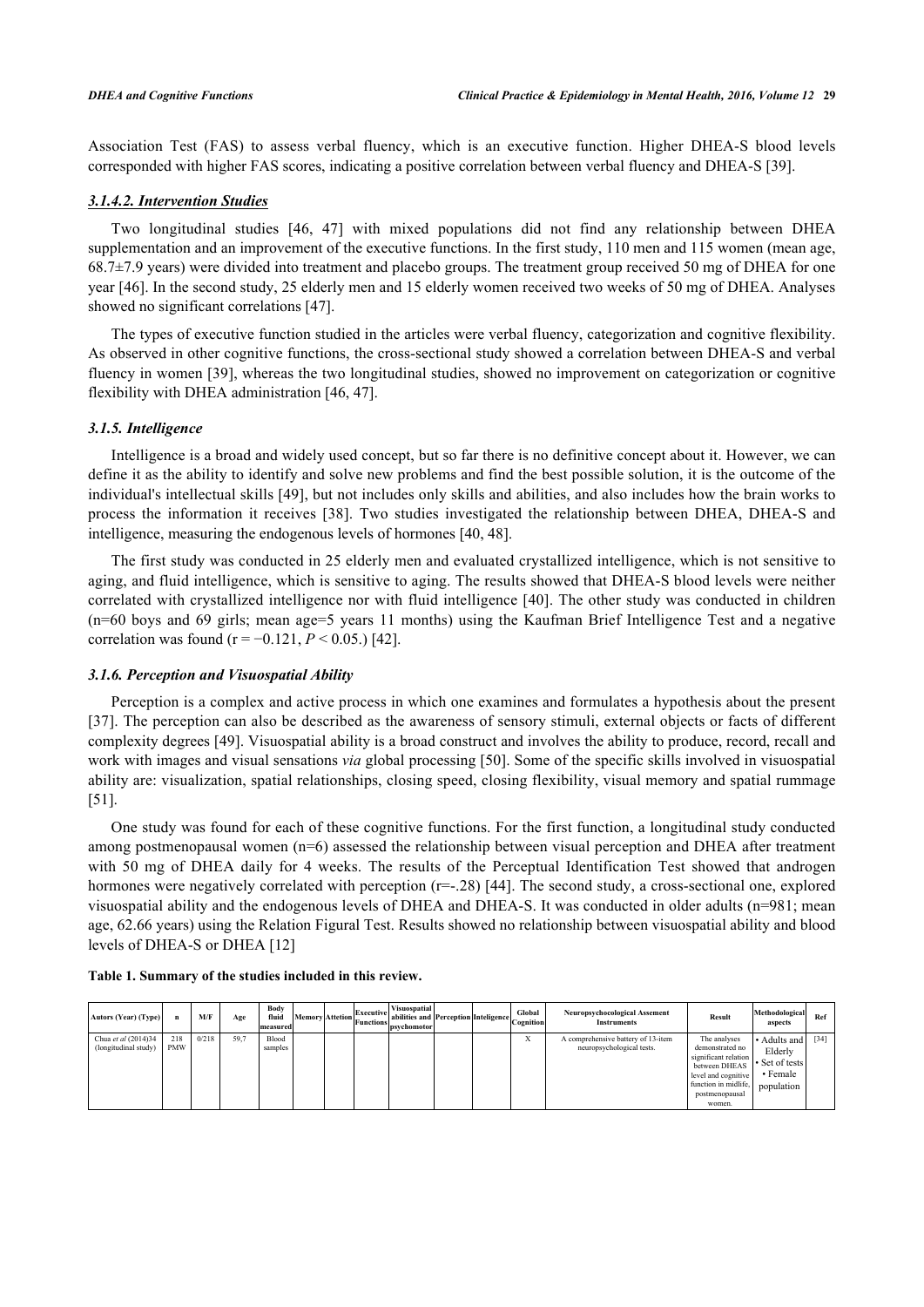Association Test (FAS) to assess verbal fluency, which is an executive function. Higher DHEA-S blood levels corresponded with higher FAS scores, indicating a positive correlation between verbal fluency and DHEA-S [39].

#### *3.1.4.2. Intervention Studies*

Two longitudinal studies [46, 47] with mixed populations did not find any relationship between DHEA supplementation and an improvement of the executive functions. In the first study, 110 men and 115 women (mean age, 68.7±7.9 years) were divided into treatment and placebo groups. The treatment group received 50 mg of DHEA for one year [46]. In the second study, 25 elderly men and 15 elderly women received two weeks of 50 mg of DHEA. Analyses showed no significant correlations [47].

The types of executive function studied in the articles were verbal fluency, categorization and cognitive flexibility. As observed in other cognitive functions, the cross-sectional study showed a correlation between DHEA-S and verbal fluency in women [39], whereas the two longitudinal studies, showed no improvement on categorization or cognitive flexibility with DHEA administration [46, 47].

### *3.1.5. Intelligence*

Intelligence is a broad and widely used concept, but so far there is no definitive concept about it. However, we can define it as the ability to identify and solve new problems and find the best possible solution, it is the outcome of the individual's intellectual skills [49], but not includes only skills and abilities, and also includes how the brain works to process the information it receives [38]. Two studies investigated the relationship between DHEA, DHEA-S and intelligence, measuring the endogenous levels of hormones [40, 48].

The first study was conducted in 25 elderly men and evaluated crystallized intelligence, which is not sensitive to aging, and fluid intelligence, which is sensitive to aging. The results showed that DHEA-S blood levels were neither correlated with crystallized intelligence nor with fluid intelligence [40]. The other study was conducted in children (n=60 boys and 69 girls; mean age=5 years 11 months) using the Kaufman Brief Intelligence Test and a negative correlation was found ($r = -0.121$, $P < 0.05$.) [42].

### *3.1.6. Perception and Visuospatial Ability*

Perception is a complex and active process in which one examines and formulates a hypothesis about the present [37]. The perception can also be described as the awareness of sensory stimuli, external objects or facts of different complexity degrees [49]. Visuospatial ability is a broad construct and involves the ability to produce, record, recall and work with images and visual sensations *via* global processing [50]. Some of the specific skills involved in visuospatial ability are: visualization, spatial relationships, closing speed, closing flexibility, visual memory and spatial rummage [51].

One study was found for each of these cognitive functions. For the first function, a longitudinal study conducted among postmenopausal women (n=6) assessed the relationship between visual perception and DHEA after treatment with 50 mg of DHEA daily for 4 weeks. The results of the Perceptual Identification Test showed that androgen hormones were negatively correlated with perception ($r=-.28$) [44]. The second study, a cross-sectional one, explored visuospatial ability and the endogenous levels of DHEA and DHEA-S. It was conducted in older adults (n=981; mean age, 62.66 years) using the Relation Figural Test. Results showed no relationship between visuospatial ability and blood levels of DHEA-S or DHEA [12]

**Table 1. Summary of the studies included in this review.**

| Autors (Year) (Type) | n | M/F | Age | Body fluid measured | Memory | Attetion | Executive Functions | Visuospatial abilities and psychomotor | Perception | Inteligence | Global Cognition | Neuropsychocological Assement Instruments | Result | Methodological aspects | Ref |
|---|---|---|---|---|---|---|---|---|---|---|---|---|---|---|---|
| Chua *et al* (2014)34 (longitudinal study) | 218 PMW | 0/218 | 59,7 | Blood samples | | | | | | | X | A comprehensive battery of 13-item neuropsychological tests. | The analyses demonstrated no significant relation between DHEAS level and cognitive function in midlife, postmenopausal women. | • Adults and Elderly • Set of tests • Female population | [34] |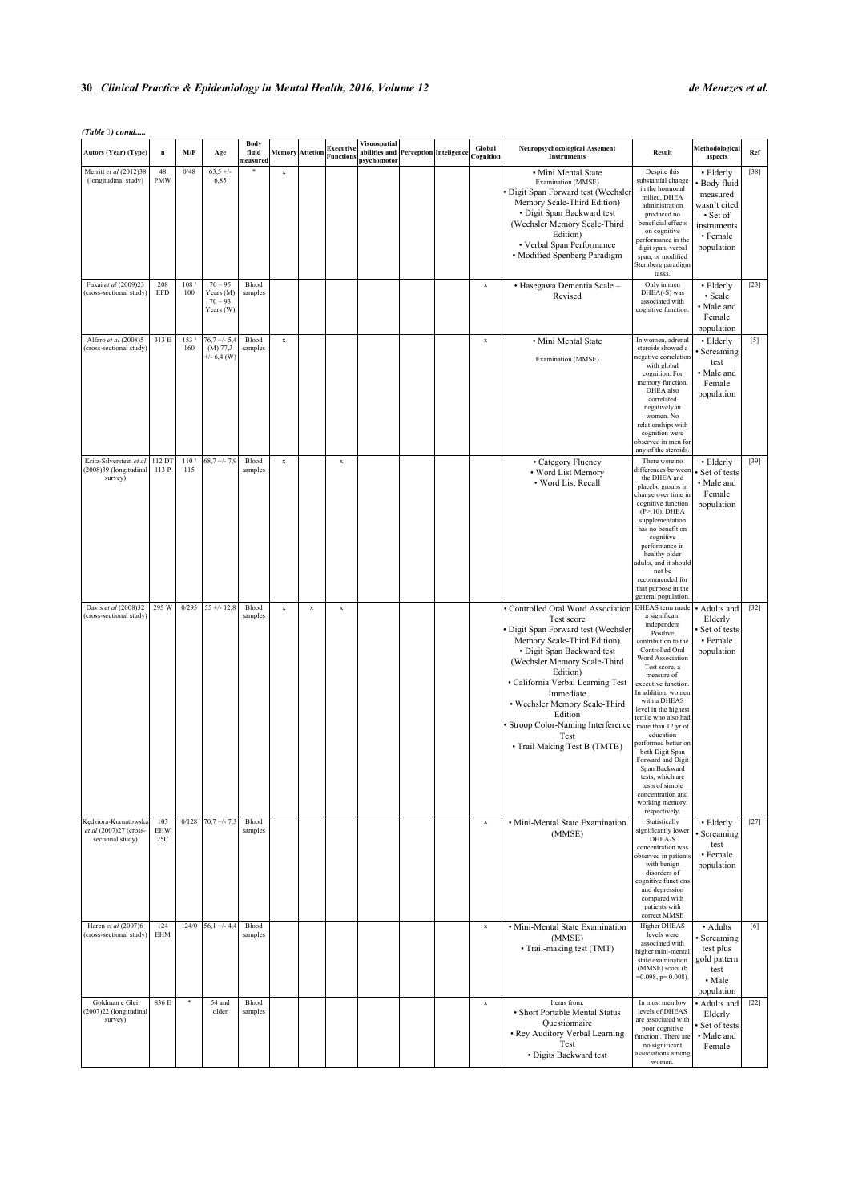*(Table ) contd.....*

| Autors (Year) (Type) | n | M/F | Age | Body fluid measured | Memory | Attetion | Executive Functions | Visuospatial abilities and psychomotor | Perception | Inteligence | Global Cognition | Neuropsychocological Assement Instruments | Result | Methodological aspects | Ref |
|---|---|---|---|---|---|---|---|---|---|---|---|---|---|---|---|
| Merritt *et al* (2012)38 (longitudinal study) | 48 PMW | 0/48 | 63,5 +/- 6,85 | * | x | | | | | | | • Mini Mental State Examination (MMSE) • Digit Span Forward test (Wechsler Memory Scale-Third Edition) • Digit Span Backward test (Wechsler Memory Scale-Third Edition) • Verbal Span Performance • Modified Spenberg Paradigm | Despite this substantial change in the hormonal milieu, DHEA administration produced no beneficial effects on cognitive performance in the digit span, verbal span, or modified Sternberg paradigm tasks. | • Elderly • Body fluid measured wasn't cited • Set of instruments • Female population | [38] |
| Fukai *et al* (2009)23 (cross-sectional study) | 208 EFD | 108 / 100 | 70 – 95 Years (M) 70 – 93 Years (W) | Blood samples | | | | | | | x | • Hasegawa Dementia Scale – Revised | Only in men DHEA(-S) was associated with cognitive function. | • Elderly • Scale • Male and Female population | [23] |
| Alfaro *et al* (2008)5 (cross-sectional study) | 313 E | 153 / 160 | 76,7 +/- 5,4 (M) 77,3 +/- 6,4 (W) | Blood samples | x | | | | | | x | • Mini Mental State Examination (MMSE) | In women, adrenal steroids showed a negative correlation with global cognition. For memory function, DHEA also correlated negatively in women. No relationships with cognition were observed in men for any of the steroids. | • Elderly • Screaming test • Male and Female population | [5] |
| Kritz-Silverstein *et al* (2008)39 (longitudinal survey) | 112 DT 113 P | 110 / 115 | 68,7 +/- 7,9 | Blood samples | x | | x | | | | | • Category Fluency • Word List Memory • Word List Recall | There were no differences between the DHEA and placebo groups in change over time in cognitive function (P>.10). DHEA supplementation has no benefit on cognitive performance in healthy older adults, and it should not be recommended for that purpose in the general population. | • Elderly • Set of tests • Male and Female population | [39] |
| Davis *et al* (2008)32 (cross-sectional study) | 295 W | 0/295 | 55 +/- 12,8 | Blood samples | x | x | x | | | | | • Controlled Oral Word Association Test score • Digit Span Forward test (Wechsler Memory Scale-Third Edition) • Digit Span Backward test (Wechsler Memory Scale-Third Edition) • California Verbal Learning Test Immediate • Wechsler Memory Scale-Third Edition • Stroop Color-Naming Interference Test • Trail Making Test B (TMTB) | DHEAS term made a significant independent Positive contribution to the Controlled Oral Word Association Test score, a measure of executive function. In addition, women with a DHEAS level in the highest tertile who also had more than 12 yr of education performed better on both Digit Span Forward and Digit Span Backward tests, which are tests of simple concentration and working memory, respectively. | • Adults and Elderly • Set of tests • Female population | [32] |
| Kędziora-Kornatowska *et al* (2007)27 (cross-sectional study) | 103 EHW 25C | 0/128 | 70,7 +/- 7,3 | Blood samples | | | | | | | x | • Mini-Mental State Examination (MMSE) | Statistically significantly lower DHEA-S concentration was observed in patients with benign disorders of cognitive functions and depression compared with patients with correct MMSE | • Elderly • Screaming test • Female population | [27] |
| Haren *et al* (2007)6 (cross-sectional study) | 124 EHM | 124/0 | 56,1 +/- 4,4 | Blood samples | | | | | | | x | • Mini-Mental State Examination (MMSE) • Trail-making test (TMT) | Higher DHEAS levels were associated with higher mini-mental state examination (MMSE) score (b =0.098, p= 0.008). | • Adults • Screaming test plus gold pattern test • Male population | [6] |
| Goldman e Glei (2007)22 (longitudinal survey) | 836 E | * | 54 and older | Blood samples | | | | | | | x | Items from: • Short Portable Mental Status Questionnaire • Rey Auditory Verbal Learning Test • Digits Backward test | In most men low levels of DHEAS are associated with poor cognitive function . There are no significant associations among women. | • Adults and Elderly • Set of tests • Male and Female | [22] |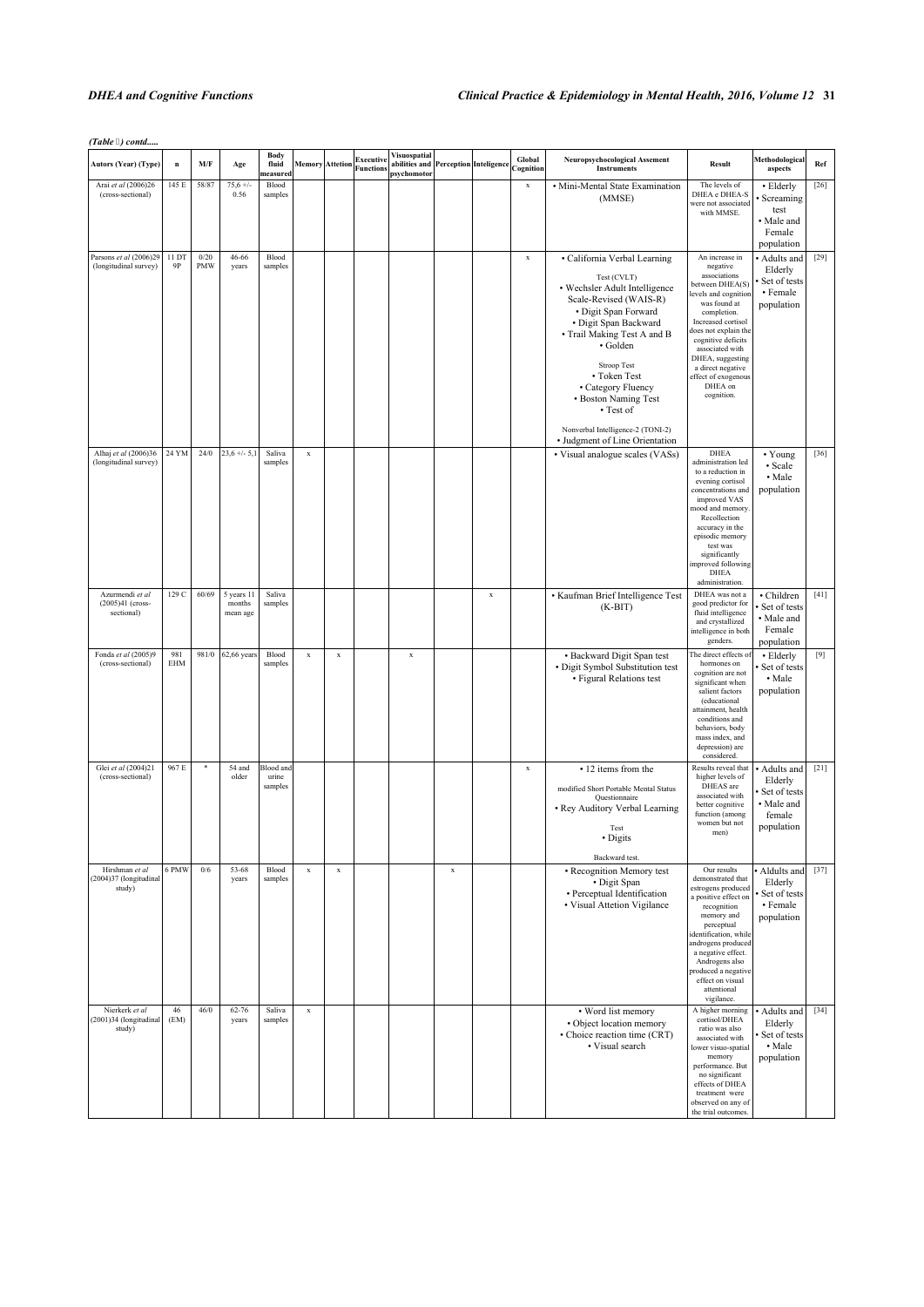*(Table ) contd.....*

| Autors (Year) (Type) | n | M/F | Age | Body fluid measured | Memory | Attetion | Executive Functions | Visuospatial abilities and psychomotor | Perception | Inteligence | Global Cognition | Neuropsychocological Assement Instruments | Result | Methodological aspects | Ref |
|---|---|---|---|---|---|---|---|---|---|---|---|---|---|---|---|
| Arai *et al* (2006)26 (cross-sectional) | 145 E | 58/87 | 75,6 +/- 0.56 | Blood samples | | | | | | | x | • Mini-Mental State Examination (MMSE) | The levels of DHEA e DHEA-S were not associated with MMSE. | • Elderly • Screaming test • Male and Female population | [26] |
| Parsons *et al* (2006)29 (longitudinal survey) | 11 DT 9P | 0/20 PMW | 46-66 years | Blood samples | | | | | | | x | • California Verbal Learning Test (CVLT) • Wechsler Adult Intelligence Scale-Revised (WAIS-R) • Digit Span Forward • Digit Span Backward • Trail Making Test A and B • Golden Stroop Test • Token Test • Category Fluency • Boston Naming Test • Test of Nonverbal Intelligence-2 (TONI-2) • Judgment of Line Orientation | An increase in negative associations between DHEA(S) levels and cognition was found at completion. Increased cortisol does not explain the cognitive deficits associated with DHEA, suggesting a direct negative effect of exogenous DHEA on cognition. | • Adults and Elderly • Set of tests • Female population | [29] |
| Alhaj *et al* (2006)36 (longitudinal survey) | 24 YM | 24/0 | 23,6 +/- 5,1 | Saliva samples | x | | | | | | | • Visual analogue scales (VASs) | DHEA administration led to a reduction in evening cortisol concentrations and improved VAS mood and memory. Recollection accuracy in the episodic memory test was significantly improved following DHEA administration. | • Young • Scale • Male population | [36] |
| Azurmendi *et al* (2005)41 (cross-sectional) | 129 C | 60/69 | 5 years 11 months mean age | Saliva samples | | | | | | x | | • Kaufman Brief Intelligence Test (K-BIT) | DHEA was not a good predictor for fluid intelligence and crystallized intelligence in both genders. | • Children • Set of tests • Male and Female population | [41] |
| Fonda *et al* (2005)9 (cross-sectional) | 981 EHM | 981/0 | 62,66 years | Blood samples | x | x | | x | | | | • Backward Digit Span test • Digit Symbol Substitution test • Figural Relations test | The direct effects of hormones on cognition are not significant when salient factors (educational attainment, health conditions and behaviors, body mass index, and depression) are considered. | • Elderly • Set of tests • Male population | [9] |
| Glei *et al* (2004)21 (cross-sectional) | 967 E | * | 54 and older | Blood and urine samples | | | | | | | x | • 12 items from the modified Short Portable Mental Status Questionnaire • Rey Auditory Verbal Learning Test • Digits Backward test. | Results reveal that higher levels of DHEAS are associated with better cognitive function (among women but not men) | • Adults and Elderly • Set of tests • Male and female population | [21] |
| Hirshman *et al* (2004)37 (longitudinal study) | 6 PMW | 0/6 | 53-68 years | Blood samples | x | x | | | x | | | • Recognition Memory test • Digit Span • Perceptual Identification • Visual Attetion Vigilance | Our results demonstrated that estrogens produced a positive effect on recognition memory and perceptual identification, while androgens produced a negative effect. Androgens also produced a negative effect on visual attentional vigilance. | • Adults and Elderly • Set of tests • Female population | [37] |
| Nierkerk *et al* (2001)34 (longitudinal study) | 46 (EM) | 46/0 | 62-76 years | Saliva samples | x | | | | | | | • Word list memory • Object location memory • Choice reaction time (CRT) • Visual search | A higher morning cortisol/DHEA ratio was also associated with lower visuo-spatial memory performance. But no significant effects of DHEA treatment were observed on any of the trial outcomes. | • Adults and Elderly • Set of tests • Male population | [34] |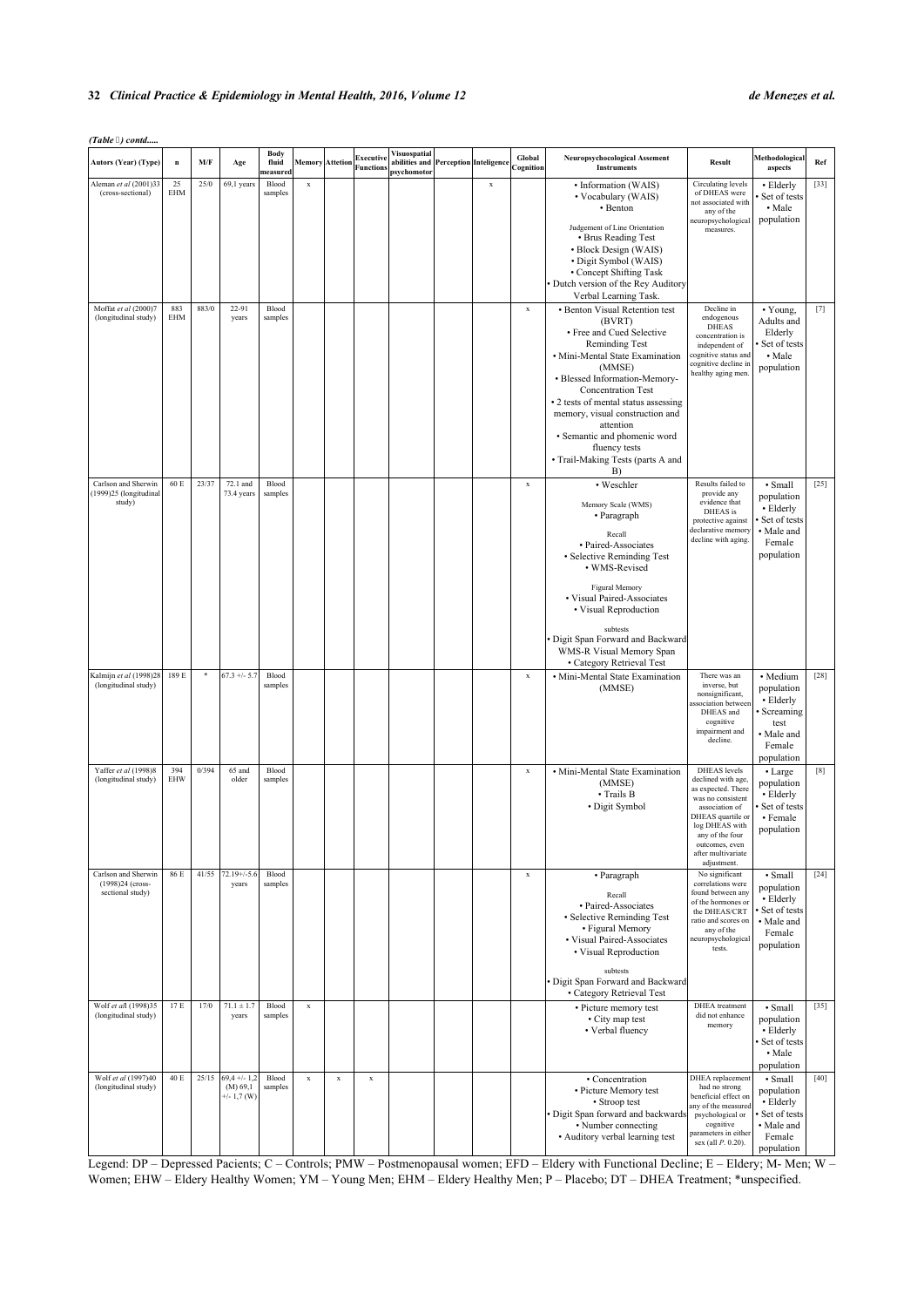*(Table ) contd.....*

| Autors (Year) (Type) | n | M/F | Age | Body fluid measured | Memory | Attetion | Executive Functions | Visuospatial abilities and psychomotor | Perception | Inteligence | Global Cognition | Neuropsychocological Assement Instruments | Result | Methodological aspects | Ref |
|---|---|---|---|---|---|---|---|---|---|---|---|---|---|---|---|
| Aleman *et al* (2001)33 (cross-sectional) | 25 EHM | 25/0 | 69,1 years | Blood samples | x | | | | | x | | • Information (WAIS) • Vocabulary (WAIS) • Benton Judgement of Line Orientation • Brus Reading Test • Block Design (WAIS) • Digit Symbol (WAIS) • Concept Shifting Task • Dutch version of the Rey Auditory Verbal Learning Task. | Circulating levels of DHEAS were not associated with any of the neuropsychological measures. | • Elderly • Set of tests • Male population | [33] |
| Moffat *et al* (2000)7 (longitudinal study) | 883 EHM | 883/0 | 22-91 years | Blood samples | | | | | | | x | • Benton Visual Retention test (BVRT) • Free and Cued Selective Reminding Test • Mini-Mental State Examination (MMSE) • Blessed Information-Memory-Concentration Test • 2 tests of mental status assessing memory, visual construction and attention • Semantic and phonemic word fluency tests • Trail-Making Tests (parts A and B) | Decline in endogenous DHEAS concentration is independent of cognitive status and cognitive decline in healthy aging men. | • Young, Adults and Elderly • Set of tests • Male population | [7] |
| Carlson and Sherwin (1999)25 (longitudinal study) | 60 E | 23/37 | 72.1 and 73.4 years | Blood samples | | | | | | | x | • Weschler Memory Scale (WMS) • Paragraph Recall • Paired-Associates • Selective Reminding Test • WMS-Revised Figural Memory • Visual Paired-Associates • Visual Reproduction subtests • Digit Span Forward and Backward WMS-R Visual Memory Span • Category Retrieval Test | Results failed to provide any evidence that DHEAS is protective against declarative memory decline with aging. | • Small population • Elderly • Set of tests • Male and Female population | [25] |
| Kalmijn *et al* (1998)28 (longitudinal study) | 189 E | * | 67.3 +/- 5.7 | Blood samples | | | | | | | x | • Mini-Mental State Examination (MMSE) | There was an inverse, but nonsignificant, association between DHEAS and cognitive impairment and decline. | • Medium population • Elderly • Screaming test • Male and Female population | [28] |
| Yaffer *et al* (1998)8 (longitudinal study) | 394 EHW | 0/394 | 65 and older | Blood samples | | | | | | | x | • Mini-Mental State Examination (MMSE) • Trails B • Digit Symbol | DHEAS levels declined with age, as expected. There was no consistent association of DHEAS quartile or log DHEAS with any of the four outcomes, even after multivariate adjustment. | • Large population • Elderly • Set of tests • Female population | [8] |
| Carlson and Sherwin (1998)24 (cross-sectional study) | 86 E | 41/55 | 72.19+/-5.6 years | Blood samples | | | | | | | x | • Paragraph Recall • Paired-Associates • Selective Reminding Test • Figural Memory • Visual Paired-Associates • Visual Reproduction subtests • Digit Span Forward and Backward • Category Retrieval Test | No significant correlations were found between any of the hormones or the DHEAS/CRT ratio and scores on any of the neuropsychological tests. | • Small population • Elderly • Set of tests • Male and Female population | [24] |
| Wolf *et al*l (1998)35 (longitudinal study) | 17 E | 17/0 | 71.1 ± 1.7 years | Blood samples | x | | | | | | | • Picture memory test • City map test • Verbal fluency | DHEA treatment did not enhance memory | • Small population • Elderly • Set of tests • Male population | [35] |
| Wolf *et al* (1997)40 (longitudinal study) | 40 E | 25/15 | 69,4 +/- 1,2 (M) 69,1 +/- 1,7 (W) | Blood samples | x | x | x | | | | | • Concentration • Picture Memory test • Stroop test • Digit Span forward and backwards • Number connecting • Auditory verbal learning test | DHEA replacement had no strong beneficial effect on any of the measured psychological or cognitive parameters in either sex (all *P*. 0.20). | • Small population • Elderly • Set of tests • Male and Female population | [40] |

Legend: DP – Depressed Patients; C – Controls; PMW – Postmenopausal women; EFD – Eldery with Functional Decline; E – Eldery; M- Men; W – Women; EHW – Eldery Healthy Women; YM – Young Men; EHM – Eldery Healthy Men; P – Placebo; DT – DHEA Treatment; *unspecified.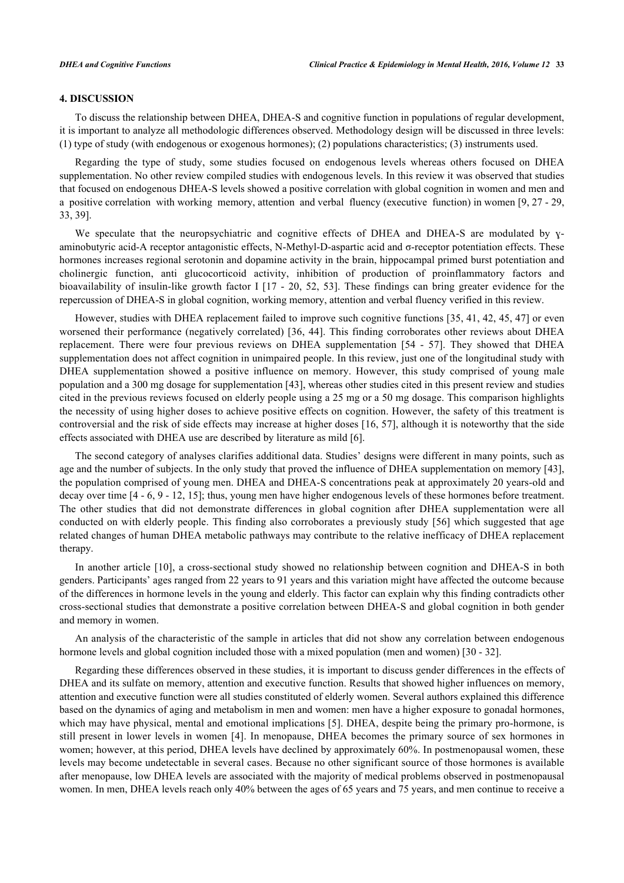## 4. DISCUSSION

To discuss the relationship between DHEA, DHEA-S and cognitive function in populations of regular development, it is important to analyze all methodologic differences observed. Methodology design will be discussed in three levels: (1) type of study (with endogenous or exogenous hormones); (2) populations characteristics; (3) instruments used.

Regarding the type of study, some studies focused on endogenous levels whereas others focused on DHEA supplementation. No other review compiled studies with endogenous levels. In this review it was observed that studies that focused on endogenous DHEA-S levels showed a positive correlation with global cognition in women and men and a positive correlation with working memory, attention and verbal fluency (executive function) in women [9, 27 - 29, 33, 39].

We speculate that the neuropsychiatric and cognitive effects of DHEA and DHEA-S are modulated by ɣ-aminobutyric acid-A receptor antagonistic effects, N-Methyl-D-aspartic acid and σ-receptor potentiation effects. These hormones increases regional serotonin and dopamine activity in the brain, hippocampal primed burst potentiation and cholinergic function, anti glucocorticoid activity, inhibition of production of proinflammatory factors and bioavailability of insulin-like growth factor I [17 - 20, 52, 53]. These findings can bring greater evidence for the repercussion of DHEA-S in global cognition, working memory, attention and verbal fluency verified in this review.

However, studies with DHEA replacement failed to improve such cognitive functions [35, 41, 42, 45, 47] or even worsened their performance (negatively correlated) [36, 44]. This finding corroborates other reviews about DHEA replacement. There were four previous reviews on DHEA supplementation [54 - 57]. They showed that DHEA supplementation does not affect cognition in unimpaired people. In this review, just one of the longitudinal study with DHEA supplementation showed a positive influence on memory. However, this study comprised of young male population and a 300 mg dosage for supplementation [43], whereas other studies cited in this present review and studies cited in the previous reviews focused on elderly people using a 25 mg or a 50 mg dosage. This comparison highlights the necessity of using higher doses to achieve positive effects on cognition. However, the safety of this treatment is controversial and the risk of side effects may increase at higher doses [16, 57], although it is noteworthy that the side effects associated with DHEA use are described by literature as mild [6].

The second category of analyses clarifies additional data. Studies' designs were different in many points, such as age and the number of subjects. In the only study that proved the influence of DHEA supplementation on memory [43], the population comprised of young men. DHEA and DHEA-S concentrations peak at approximately 20 years-old and decay over time [4 - 6, 9 - 12, 15]; thus, young men have higher endogenous levels of these hormones before treatment. The other studies that did not demonstrate differences in global cognition after DHEA supplementation were all conducted on with elderly people. This finding also corroborates a previously study [56] which suggested that age related changes of human DHEA metabolic pathways may contribute to the relative inefficacy of DHEA replacement therapy.

In another article [10], a cross-sectional study showed no relationship between cognition and DHEA-S in both genders. Participants' ages ranged from 22 years to 91 years and this variation might have affected the outcome because of the differences in hormone levels in the young and elderly. This factor can explain why this finding contradicts other cross-sectional studies that demonstrate a positive correlation between DHEA-S and global cognition in both gender and memory in women.

An analysis of the characteristic of the sample in articles that did not show any correlation between endogenous hormone levels and global cognition included those with a mixed population (men and women) [30 - 32].

Regarding these differences observed in these studies, it is important to discuss gender differences in the effects of DHEA and its sulfate on memory, attention and executive function. Results that showed higher influences on memory, attention and executive function were all studies constituted of elderly women. Several authors explained this difference based on the dynamics of aging and metabolism in men and women: men have a higher exposure to gonadal hormones, which may have physical, mental and emotional implications [5]. DHEA, despite being the primary pro-hormone, is still present in lower levels in women [4]. In menopause, DHEA becomes the primary source of sex hormones in women; however, at this period, DHEA levels have declined by approximately 60%. In postmenopausal women, these levels may become undetectable in several cases. Because no other significant source of those hormones is available after menopause, low DHEA levels are associated with the majority of medical problems observed in postmenopausal women. In men, DHEA levels reach only 40% between the ages of 65 years and 75 years, and men continue to receive a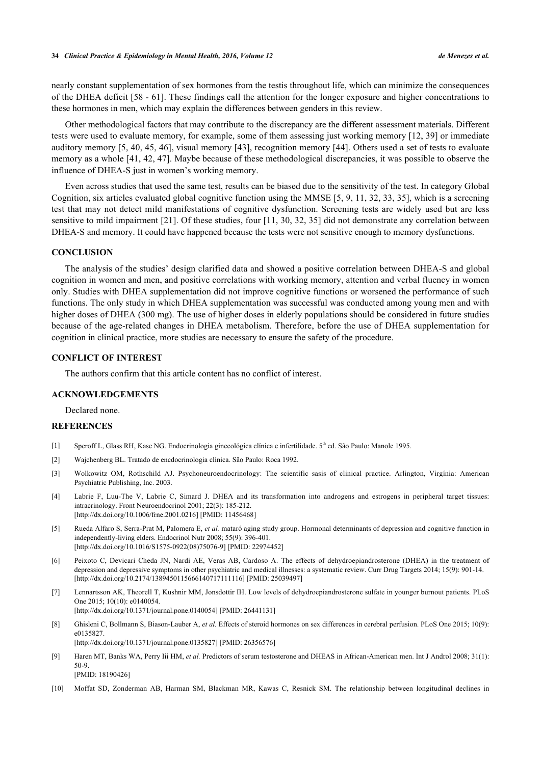nearly constant supplementation of sex hormones from the testis throughout life, which can minimize the consequences of the DHEA deficit [58 - 61]. These findings call the attention for the longer exposure and higher concentrations to these hormones in men, which may explain the differences between genders in this review.

Other methodological factors that may contribute to the discrepancy are the different assessment materials. Different tests were used to evaluate memory, for example, some of them assessing just working memory [12, 39] or immediate auditory memory [5, 40, 45, 46], visual memory [43], recognition memory [44]. Others used a set of tests to evaluate memory as a whole [41, 42, 47]. Maybe because of these methodological discrepancies, it was possible to observe the influence of DHEA-S just in women's working memory.

Even across studies that used the same test, results can be biased due to the sensitivity of the test. In category Global Cognition, six articles evaluated global cognitive function using the MMSE [5, 9, 11, 32, 33, 35], which is a screening test that may not detect mild manifestations of cognitive dysfunction. Screening tests are widely used but are less sensitive to mild impairment [21]. Of these studies, four [11, 30, 32, 35] did not demonstrate any correlation between DHEA-S and memory. It could have happened because the tests were not sensitive enough to memory dysfunctions.

## CONCLUSION

The analysis of the studies' design clarified data and showed a positive correlation between DHEA-S and global cognition in women and men, and positive correlations with working memory, attention and verbal fluency in women only. Studies with DHEA supplementation did not improve cognitive functions or worsened the performance of such functions. The only study in which DHEA supplementation was successful was conducted among young men and with higher doses of DHEA (300 mg). The use of higher doses in elderly populations should be considered in future studies because of the age-related changes in DHEA metabolism. Therefore, before the use of DHEA supplementation for cognition in clinical practice, more studies are necessary to ensure the safety of the procedure.

## CONFLICT OF INTEREST

The authors confirm that this article content has no conflict of interest.

## ACKNOWLEDGEMENTS

Declared none.

## REFERENCES

[1] Speroff L, Glass RH, Kase NG. Endocrinologia ginecológica clínica e infertilidade. 5th ed. São Paulo: Manole 1995.

[2] Wajchenberg BL. Tratado de encdocrinologia clínica. São Paulo: Roca 1992.

[3] Wolkowitz OM, Rothschild AJ. Psychoneuroendocrinology: The scientific sasis of clinical practice. Arlington, Virgínia: American Psychiatric Publishing, Inc. 2003.

[4] Labrie F, Luu-The V, Labrie C, Simard J. DHEA and its transformation into androgens and estrogens in peripheral target tissues: intracrinology. Front Neuroendocrinol 2001; 22(3): 185-212. [http://dx.doi.org/10.1006/frne.2001.0216] [PMID: 11456468]

[5] Rueda Alfaro S, Serra-Prat M, Palomera E, *et al.* mataró aging study group. Hormonal determinants of depression and cognitive function in independently-living elders. Endocrinol Nutr 2008; 55(9): 396-401. [http://dx.doi.org/10.1016/S1575-0922(08)75076-9] [PMID: 22974452]

[6] Peixoto C, Devicari Cheda JN, Nardi AE, Veras AB, Cardoso A. The effects of dehydroepiandrosterone (DHEA) in the treatment of depression and depressive symptoms in other psychiatric and medical illnesses: a systematic review. Curr Drug Targets 2014; 15(9): 901-14. [http://dx.doi.org/10.2174/1389450115666140717111116] [PMID: 25039497]

[7] Lennartsson AK, Theorell T, Kushnir MM, Jonsdottir IH. Low levels of dehydroepiandrosterone sulfate in younger burnout patients. PLoS One 2015; 10(10): e0140054. [http://dx.doi.org/10.1371/journal.pone.0140054] [PMID: 26441131]

[8] Ghisleni C, Bollmann S, Biason-Lauber A, *et al.* Effects of steroid hormones on sex differences in cerebral perfusion. PLoS One 2015; 10(9): e0135827. [http://dx.doi.org/10.1371/journal.pone.0135827] [PMID: 26356576]

[9] Haren MT, Banks WA, Perry Iii HM, *et al.* Predictors of serum testosterone and DHEAS in African-American men. Int J Androl 2008; 31(1): 50-9. [PMID: 18190426]

[10] Moffat SD, Zonderman AB, Harman SM, Blackman MR, Kawas C, Resnick SM. The relationship between longitudinal declines in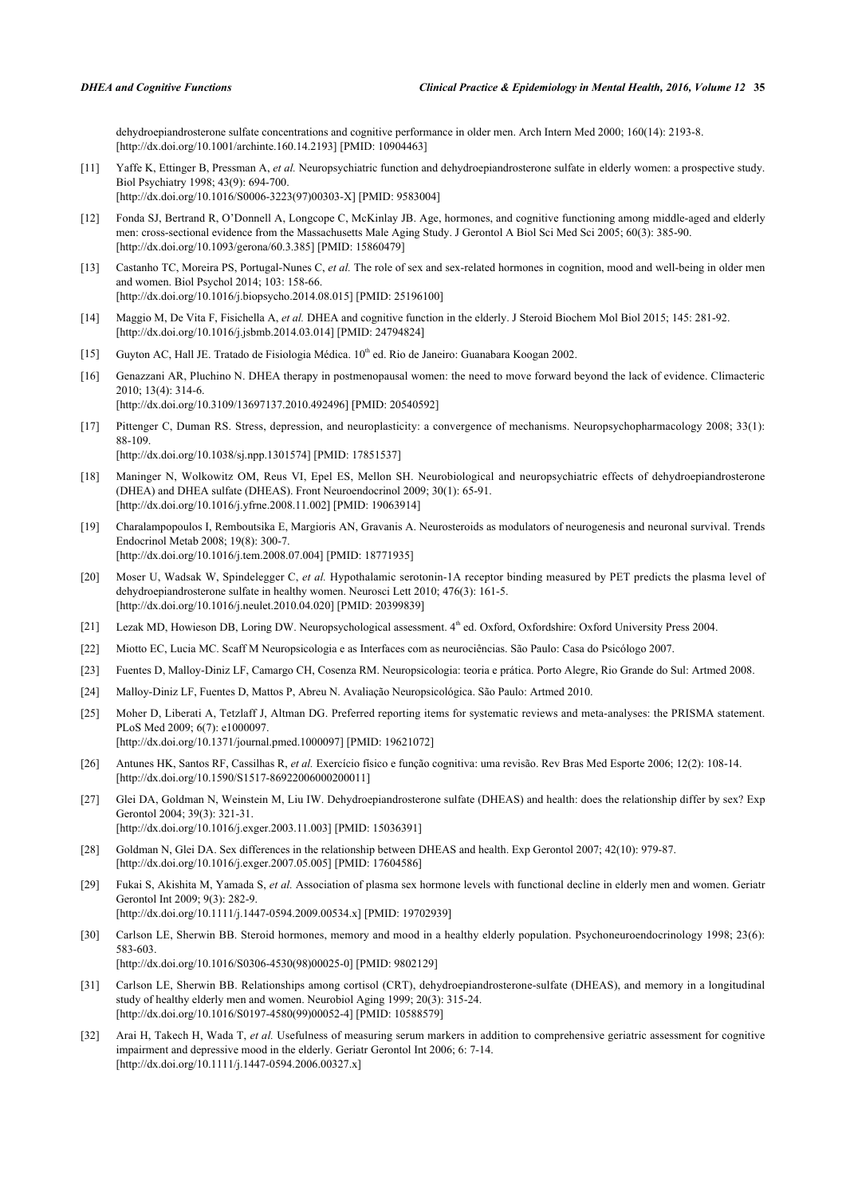dehydroepiandrosterone sulfate concentrations and cognitive performance in older men. Arch Intern Med 2000; 160(14): 2193-8. [http://dx.doi.org/10.1001/archinte.160.14.2193] [PMID: 10904463]

[11] Yaffe K, Ettinger B, Pressman A, *et al.* Neuropsychiatric function and dehydroepiandrosterone sulfate in elderly women: a prospective study. Biol Psychiatry 1998; 43(9): 694-700.
[http://dx.doi.org/10.1016/S0006-3223(97)00303-X] [PMID: 9583004]

[12] Fonda SJ, Bertrand R, O'Donnell A, Longcope C, McKinlay JB. Age, hormones, and cognitive functioning among middle-aged and elderly men: cross-sectional evidence from the Massachusetts Male Aging Study. J Gerontol A Biol Sci Med Sci 2005; 60(3): 385-90.
[http://dx.doi.org/10.1093/gerona/60.3.385] [PMID: 15860479]

[13] Castanho TC, Moreira PS, Portugal-Nunes C, *et al.* The role of sex and sex-related hormones in cognition, mood and well-being in older men and women. Biol Psychol 2014; 103: 158-66.
[http://dx.doi.org/10.1016/j.biopsycho.2014.08.015] [PMID: 25196100]

[14] Maggio M, De Vita F, Fisichella A, *et al.* DHEA and cognitive function in the elderly. J Steroid Biochem Mol Biol 2015; 145: 281-92.
[http://dx.doi.org/10.1016/j.jsbmb.2014.03.014] [PMID: 24794824]

[15] Guyton AC, Hall JE. Tratado de Fisiologia Médica. 10th ed. Rio de Janeiro: Guanabara Koogan 2002.

[16] Genazzani AR, Pluchino N. DHEA therapy in postmenopausal women: the need to move forward beyond the lack of evidence. Climacteric 2010; 13(4): 314-6.
[http://dx.doi.org/10.3109/13697137.2010.492496] [PMID: 20540592]

[17] Pittenger C, Duman RS. Stress, depression, and neuroplasticity: a convergence of mechanisms. Neuropsychopharmacology 2008; 33(1): 88-109.
[http://dx.doi.org/10.1038/sj.npp.1301574] [PMID: 17851537]

[18] Maninger N, Wolkowitz OM, Reus VI, Epel ES, Mellon SH. Neurobiological and neuropsychiatric effects of dehydroepiandrosterone (DHEA) and DHEA sulfate (DHEAS). Front Neuroendocrinol 2009; 30(1): 65-91.
[http://dx.doi.org/10.1016/j.yfrne.2008.11.002] [PMID: 19063914]

[19] Charalampopoulos I, Remboutsika E, Margioris AN, Gravanis A. Neurosteroids as modulators of neurogenesis and neuronal survival. Trends Endocrinol Metab 2008; 19(8): 300-7.
[http://dx.doi.org/10.1016/j.tem.2008.07.004] [PMID: 18771935]

[20] Moser U, Wadsak W, Spindelegger C, *et al.* Hypothalamic serotonin-1A receptor binding measured by PET predicts the plasma level of dehydroepiandrosterone sulfate in healthy women. Neurosci Lett 2010; 476(3): 161-5.
[http://dx.doi.org/10.1016/j.neulet.2010.04.020] [PMID: 20399839]

[21] Lezak MD, Howieson DB, Loring DW. Neuropsychological assessment. 4th ed. Oxford, Oxfordshire: Oxford University Press 2004.

[22] Miotto EC, Lucia MC. Scaff M Neuropsicologia e as Interfaces com as neurociências. São Paulo: Casa do Psicólogo 2007.

[23] Fuentes D, Malloy-Diniz LF, Camargo CH, Cosenza RM. Neuropsicologia: teoria e prática. Porto Alegre, Rio Grande do Sul: Artmed 2008.

[24] Malloy-Diniz LF, Fuentes D, Mattos P, Abreu N. Avaliação Neuropsicológica. São Paulo: Artmed 2010.

[25] Moher D, Liberati A, Tetzlaff J, Altman DG. Preferred reporting items for systematic reviews and meta-analyses: the PRISMA statement. PLoS Med 2009; 6(7): e1000097.
[http://dx.doi.org/10.1371/journal.pmed.1000097] [PMID: 19621072]

[26] Antunes HK, Santos RF, Cassilhas R, *et al.* Exercício físico e função cognitiva: uma revisão. Rev Bras Med Esporte 2006; 12(2): 108-14.
[http://dx.doi.org/10.1590/S1517-86922006000200011]

[27] Glei DA, Goldman N, Weinstein M, Liu IW. Dehydroepiandrosterone sulfate (DHEAS) and health: does the relationship differ by sex? Exp Gerontol 2004; 39(3): 321-31.
[http://dx.doi.org/10.1016/j.exger.2003.11.003] [PMID: 15036391]

[28] Goldman N, Glei DA. Sex differences in the relationship between DHEAS and health. Exp Gerontol 2007; 42(10): 979-87.
[http://dx.doi.org/10.1016/j.exger.2007.05.005] [PMID: 17604586]

[29] Fukai S, Akishita M, Yamada S, *et al.* Association of plasma sex hormone levels with functional decline in elderly men and women. Geriatr Gerontol Int 2009; 9(3): 282-9.
[http://dx.doi.org/10.1111/j.1447-0594.2009.00534.x] [PMID: 19702939]

[30] Carlson LE, Sherwin BB. Steroid hormones, memory and mood in a healthy elderly population. Psychoneuroendocrinology 1998; 23(6): 583-603.
[http://dx.doi.org/10.1016/S0306-4530(98)00025-0] [PMID: 9802129]

[31] Carlson LE, Sherwin BB. Relationships among cortisol (CRT), dehydroepiandrosterone-sulfate (DHEAS), and memory in a longitudinal study of healthy elderly men and women. Neurobiol Aging 1999; 20(3): 315-24.
[http://dx.doi.org/10.1016/S0197-4580(99)00052-4] [PMID: 10588579]

[32] Arai H, Takech H, Wada T, *et al.* Usefulness of measuring serum markers in addition to comprehensive geriatric assessment for cognitive impairment and depressive mood in the elderly. Geriatr Gerontol Int 2006; 6: 7-14.
[http://dx.doi.org/10.1111/j.1447-0594.2006.00327.x]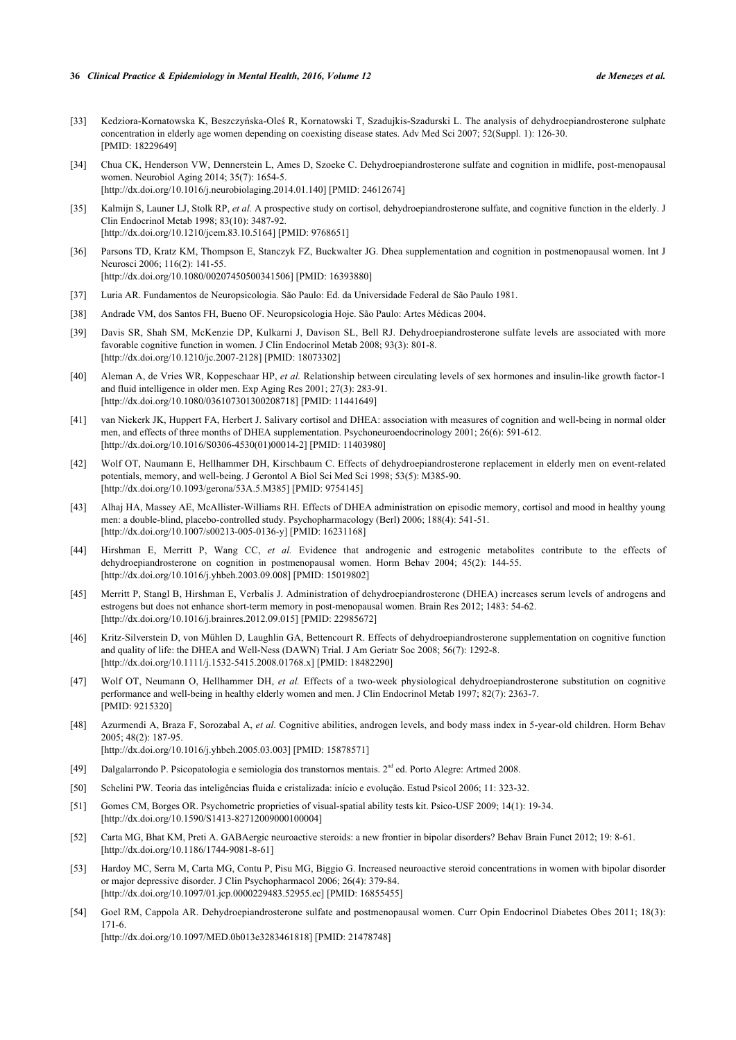[33] Kedziora-Kornatowska K, Beszczyńska-Oleś R, Kornatowski T, Szadujkis-Szadurski L. The analysis of dehydroepiandrosterone sulphate concentration in elderly age women depending on coexisting disease states. Adv Med Sci 2007; 52(Suppl. 1): 126-30. [PMID: 18229649]

[34] Chua CK, Henderson VW, Dennerstein L, Ames D, Szoeke C. Dehydroepiandrosterone sulfate and cognition in midlife, post-menopausal women. Neurobiol Aging 2014; 35(7): 1654-5. [http://dx.doi.org/10.1016/j.neurobiolaging.2014.01.140] [PMID: 24612674]

[35] Kalmijn S, Launer LJ, Stolk RP, *et al.* A prospective study on cortisol, dehydroepiandrosterone sulfate, and cognitive function in the elderly. J Clin Endocrinol Metab 1998; 83(10): 3487-92. [http://dx.doi.org/10.1210/jcem.83.10.5164] [PMID: 9768651]

[36] Parsons TD, Kratz KM, Thompson E, Stanczyk FZ, Buckwalter JG. Dhea supplementation and cognition in postmenopausal women. Int J Neurosci 2006; 116(2): 141-55. [http://dx.doi.org/10.1080/00207450500341506] [PMID: 16393880]

[37] Luria AR. Fundamentos de Neuropsicologia. São Paulo: Ed. da Universidade Federal de São Paulo 1981.

[38] Andrade VM, dos Santos FH, Bueno OF. Neuropsicologia Hoje. São Paulo: Artes Médicas 2004.

[39] Davis SR, Shah SM, McKenzie DP, Kulkarni J, Davison SL, Bell RJ. Dehydroepiandrosterone sulfate levels are associated with more favorable cognitive function in women. J Clin Endocrinol Metab 2008; 93(3): 801-8. [http://dx.doi.org/10.1210/jc.2007-2128] [PMID: 18073302]

[40] Aleman A, de Vries WR, Koppeschaar HP, *et al.* Relationship between circulating levels of sex hormones and insulin-like growth factor-1 and fluid intelligence in older men. Exp Aging Res 2001; 27(3): 283-91. [http://dx.doi.org/10.1080/036107301300208718] [PMID: 11441649]

[41] van Niekerk JK, Huppert FA, Herbert J. Salivary cortisol and DHEA: association with measures of cognition and well-being in normal older men, and effects of three months of DHEA supplementation. Psychoneuroendocrinology 2001; 26(6): 591-612. [http://dx.doi.org/10.1016/S0306-4530(01)00014-2] [PMID: 11403980]

[42] Wolf OT, Naumann E, Hellhammer DH, Kirschbaum C. Effects of dehydroepiandrosterone replacement in elderly men on event-related potentials, memory, and well-being. J Gerontol A Biol Sci Med Sci 1998; 53(5): M385-90. [http://dx.doi.org/10.1093/gerona/53A.5.M385] [PMID: 9754145]

[43] Alhaj HA, Massey AE, McAllister-Williams RH. Effects of DHEA administration on episodic memory, cortisol and mood in healthy young men: a double-blind, placebo-controlled study. Psychopharmacology (Berl) 2006; 188(4): 541-51. [http://dx.doi.org/10.1007/s00213-005-0136-y] [PMID: 16231168]

[44] Hirshman E, Merritt P, Wang CC, *et al.* Evidence that androgenic and estrogenic metabolites contribute to the effects of dehydroepiandrosterone on cognition in postmenopausal women. Horm Behav 2004; 45(2): 144-55. [http://dx.doi.org/10.1016/j.yhbeh.2003.09.008] [PMID: 15019802]

[45] Merritt P, Stangl B, Hirshman E, Verbalis J. Administration of dehydroepiandrosterone (DHEA) increases serum levels of androgens and estrogens but does not enhance short-term memory in post-menopausal women. Brain Res 2012; 1483: 54-62. [http://dx.doi.org/10.1016/j.brainres.2012.09.015] [PMID: 22985672]

[46] Kritz-Silverstein D, von Mühlen D, Laughlin GA, Bettencourt R. Effects of dehydroepiandrosterone supplementation on cognitive function and quality of life: the DHEA and Well-Ness (DAWN) Trial. J Am Geriatr Soc 2008; 56(7): 1292-8. [http://dx.doi.org/10.1111/j.1532-5415.2008.01768.x] [PMID: 18482290]

[47] Wolf OT, Neumann O, Hellhammer DH, *et al.* Effects of a two-week physiological dehydroepiandrosterone substitution on cognitive performance and well-being in healthy elderly women and men. J Clin Endocrinol Metab 1997; 82(7): 2363-7. [PMID: 9215320]

[48] Azurmendi A, Braza F, Sorozabal A, *et al.* Cognitive abilities, androgen levels, and body mass index in 5-year-old children. Horm Behav 2005; 48(2): 187-95. [http://dx.doi.org/10.1016/j.yhbeh.2005.03.003] [PMID: 15878571]

[49] Dalgalarrondo P. Psicopatologia e semiologia dos transtornos mentais. 2nd ed. Porto Alegre: Artmed 2008.

[50] Schelini PW. Teoria das inteligências fluida e cristalizada: início e evolução. Estud Psicol 2006; 11: 323-32.

[51] Gomes CM, Borges OR. Psychometric proprieties of visual-spatial ability tests kit. Psico-USF 2009; 14(1): 19-34. [http://dx.doi.org/10.1590/S1413-82712009000100004]

[52] Carta MG, Bhat KM, Preti A. GABAergic neuroactive steroids: a new frontier in bipolar disorders? Behav Brain Funct 2012; 19: 8-61. [http://dx.doi.org/10.1186/1744-9081-8-61]

[53] Hardoy MC, Serra M, Carta MG, Contu P, Pisu MG, Biggio G. Increased neuroactive steroid concentrations in women with bipolar disorder or major depressive disorder. J Clin Psychopharmacol 2006; 26(4): 379-84. [http://dx.doi.org/10.1097/01.jcp.0000229483.52955.ec] [PMID: 16855455]

[54] Goel RM, Cappola AR. Dehydroepiandrosterone sulfate and postmenopausal women. Curr Opin Endocrinol Diabetes Obes 2011; 18(3): 171-6. [http://dx.doi.org/10.1097/MED.0b013e3283461818] [PMID: 21478748]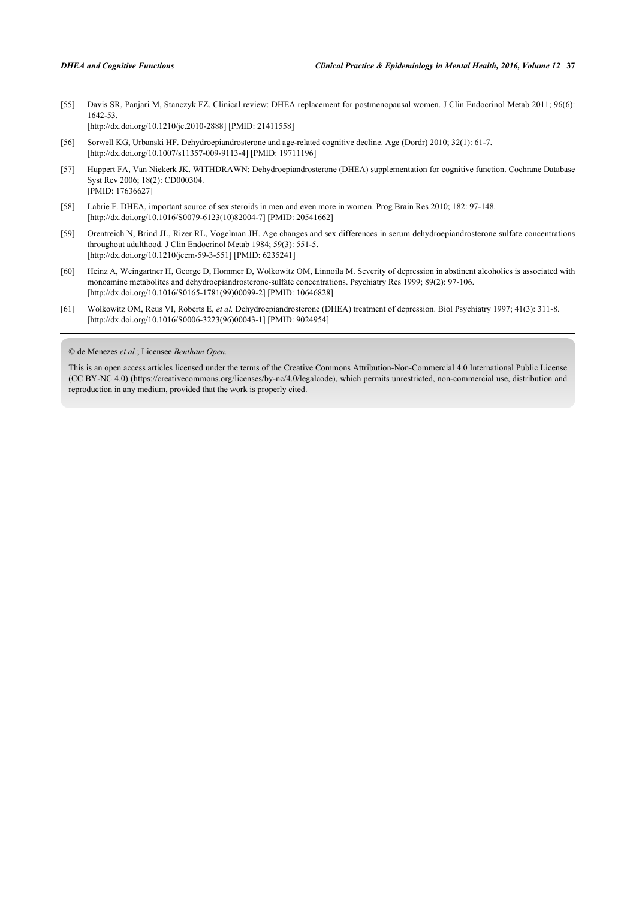[55] Davis SR, Panjari M, Stanczyk FZ. Clinical review: DHEA replacement for postmenopausal women. J Clin Endocrinol Metab 2011; 96(6): 1642-53.
[http://dx.doi.org/10.1210/jc.2010-2888] [PMID: 21411558]

[56] Sorwell KG, Urbanski HF. Dehydroepiandrosterone and age-related cognitive decline. Age (Dordr) 2010; 32(1): 61-7.
[http://dx.doi.org/10.1007/s11357-009-9113-4] [PMID: 19711196]

[57] Huppert FA, Van Niekerk JK. WITHDRAWN: Dehydroepiandrosterone (DHEA) supplementation for cognitive function. Cochrane Database Syst Rev 2006; 18(2): CD000304.
[PMID: 17636627]

[58] Labrie F. DHEA, important source of sex steroids in men and even more in women. Prog Brain Res 2010; 182: 97-148.
[http://dx.doi.org/10.1016/S0079-6123(10)82004-7] [PMID: 20541662]

[59] Orentreich N, Brind JL, Rizer RL, Vogelman JH. Age changes and sex differences in serum dehydroepiandrosterone sulfate concentrations throughout adulthood. J Clin Endocrinol Metab 1984; 59(3): 551-5.
[http://dx.doi.org/10.1210/jcem-59-3-551] [PMID: 6235241]

[60] Heinz A, Weingartner H, George D, Hommer D, Wolkowitz OM, Linnoila M. Severity of depression in abstinent alcoholics is associated with monoamine metabolites and dehydroepiandrosterone-sulfate concentrations. Psychiatry Res 1999; 89(2): 97-106.
[http://dx.doi.org/10.1016/S0165-1781(99)00099-2] [PMID: 10646828]

[61] Wolkowitz OM, Reus VI, Roberts E, *et al.* Dehydroepiandrosterone (DHEA) treatment of depression. Biol Psychiatry 1997; 41(3): 311-8.
[http://dx.doi.org/10.1016/S0006-3223(96)00043-1] [PMID: 9024954]

---

© de Menezes *et al.*; Licensee *Bentham Open.*

This is an open access articles licensed under the terms of the Creative Commons Attribution-Non-Commercial 4.0 International Public License (CC BY-NC 4.0) (https://creativecommons.org/licenses/by-nc/4.0/legalcode), which permits unrestricted, non-commercial use, distribution and reproduction in any medium, provided that the work is properly cited.